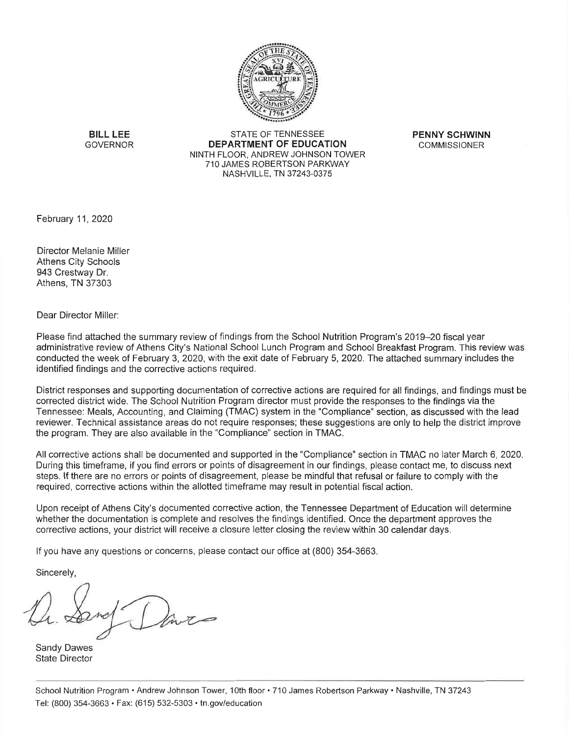**BILL LEE**
GOVERNOR

STATE OF TENNESSEE
**DEPARTMENT OF EDUCATION**
NINTH FLOOR, ANDREW JOHNSON TOWER
710 JAMES ROBERTSON PARKWAY
NASHVILLE, TN 37243-0375

**PENNY SCHWINN**
COMMISSIONER

February 11, 2020

Director Melanie Miller
Athens City Schools
943 Crestway Dr.
Athens, TN 37303

Dear Director Miller:

Please find attached the summary review of findings from the School Nutrition Program's 2019–20 fiscal year administrative review of Athens City's National School Lunch Program and School Breakfast Program. This review was conducted the week of February 3, 2020, with the exit date of February 5, 2020. The attached summary includes the identified findings and the corrective actions required.

District responses and supporting documentation of corrective actions are required for all findings, and findings must be corrected district wide. The School Nutrition Program director must provide the responses to the findings via the Tennessee: Meals, Accounting, and Claiming (TMAC) system in the "Compliance" section, as discussed with the lead reviewer. Technical assistance areas do not require responses; these suggestions are only to help the district improve the program. They are also available in the "Compliance" section in TMAC.

All corrective actions shall be documented and supported in the "Compliance" section in TMAC no later March 6, 2020. During this timeframe, if you find errors or points of disagreement in our findings, please contact me, to discuss next steps. If there are no errors or points of disagreement, please be mindful that refusal or failure to comply with the required, corrective actions within the allotted timeframe may result in potential fiscal action.

Upon receipt of Athens City's documented corrective action, the Tennessee Department of Education will determine whether the documentation is complete and resolves the findings identified. Once the department approves the corrective actions, your district will receive a closure letter closing the review within 30 calendar days.

If you have any questions or concerns, please contact our office at (800) 354-3663.

Sincerely,

Sandy Dawes
State Director

School Nutrition Program • Andrew Johnson Tower, 10th floor • 710 James Robertson Parkway • Nashville, TN 37243
Tel: (800) 354-3663 • Fax: (615) 532-5303 • tn.gov/education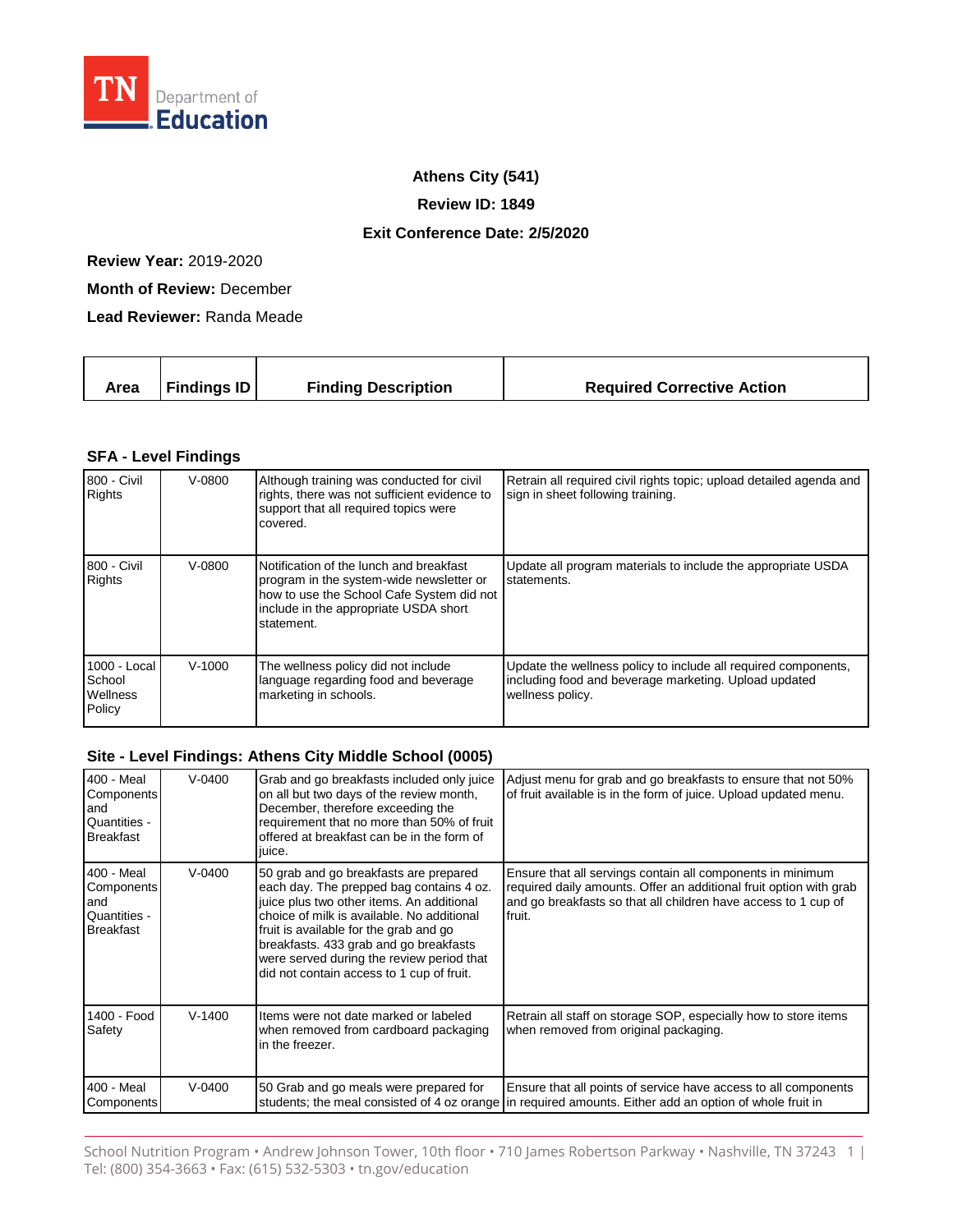TN Department of Education

**Athens City (541)**

**Review ID: 1849**

**Exit Conference Date: 2/5/2020**

**Review Year:** 2019-2020

**Month of Review:** December

**Lead Reviewer:** Randa Meade

| Area | Findings ID | Finding Description | Required Corrective Action |
|---|---|---|---|

### SFA - Level Findings

| Area | Findings ID | Finding Description | Required Corrective Action |
|---|---|---|---|
| 800 - Civil Rights | V-0800 | Although training was conducted for civil rights, there was not sufficient evidence to support that all required topics were covered. | Retrain all required civil rights topic; upload detailed agenda and sign in sheet following training. |
| 800 - Civil Rights | V-0800 | Notification of the lunch and breakfast program in the system-wide newsletter or how to use the School Cafe System did not include in the appropriate USDA short statement. | Update all program materials to include the appropriate USDA statements. |
| 1000 - Local School Wellness Policy | V-1000 | The wellness policy did not include language regarding food and beverage marketing in schools. | Update the wellness policy to include all required components, including food and beverage marketing. Upload updated wellness policy. |

### Site - Level Findings: Athens City Middle School (0005)

| Area | Findings ID | Finding Description | Required Corrective Action |
|---|---|---|---|
| 400 - Meal Components and Quantities - Breakfast | V-0400 | Grab and go breakfasts included only juice on all but two days of the review month, December, therefore exceeding the requirement that no more than 50% of fruit offered at breakfast can be in the form of juice. | Adjust menu for grab and go breakfasts to ensure that not 50% of fruit available is in the form of juice. Upload updated menu. |
| 400 - Meal Components and Quantities - Breakfast | V-0400 | 50 grab and go breakfasts are prepared each day. The prepped bag contains 4 oz. juice plus two other items. An additional choice of milk is available. No additional fruit is available for the grab and go breakfasts. 433 grab and go breakfasts were served during the review period that did not contain access to 1 cup of fruit. | Ensure that all servings contain all components in minimum required daily amounts. Offer an additional fruit option with grab and go breakfasts so that all children have access to 1 cup of fruit. |
| 1400 - Food Safety | V-1400 | Items were not date marked or labeled when removed from cardboard packaging in the freezer. | Retrain all staff on storage SOP, especially how to store items when removed from original packaging. |
| 400 - Meal Components | V-0400 | 50 Grab and go meals were prepared for students; the meal consisted of 4 oz orange | Ensure that all points of service have access to all components in required amounts. Either add an option of whole fruit in |

School Nutrition Program • Andrew Johnson Tower, 10th floor • 710 James Robertson Parkway • Nashville, TN 37243
Tel: (800) 354-3663 • Fax: (615) 532-5303 • tn.gov/education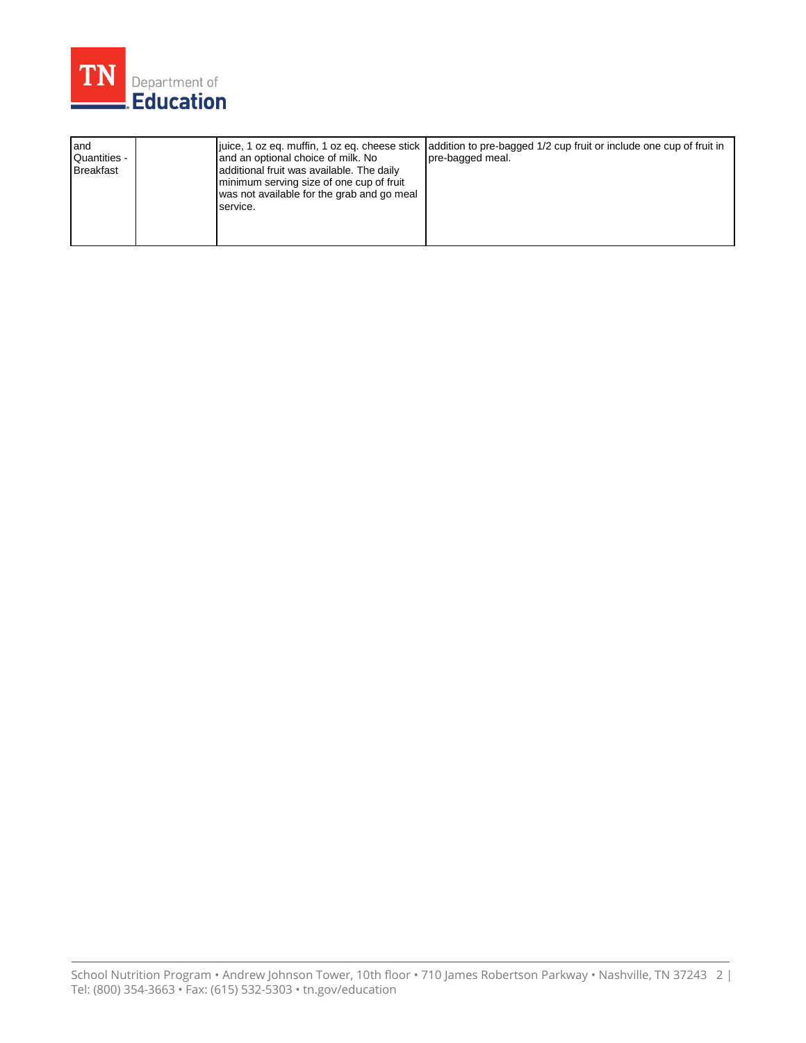| | | | |
|---|---|---|---|
| and Quantities - Breakfast | | juice, 1 oz eq. muffin, 1 oz eq. cheese stick and an optional choice of milk. No additional fruit was available. The daily minimum serving size of one cup of fruit was not available for the grab and go meal service. | addition to pre-bagged 1/2 cup fruit or include one cup of fruit in pre-bagged meal. |